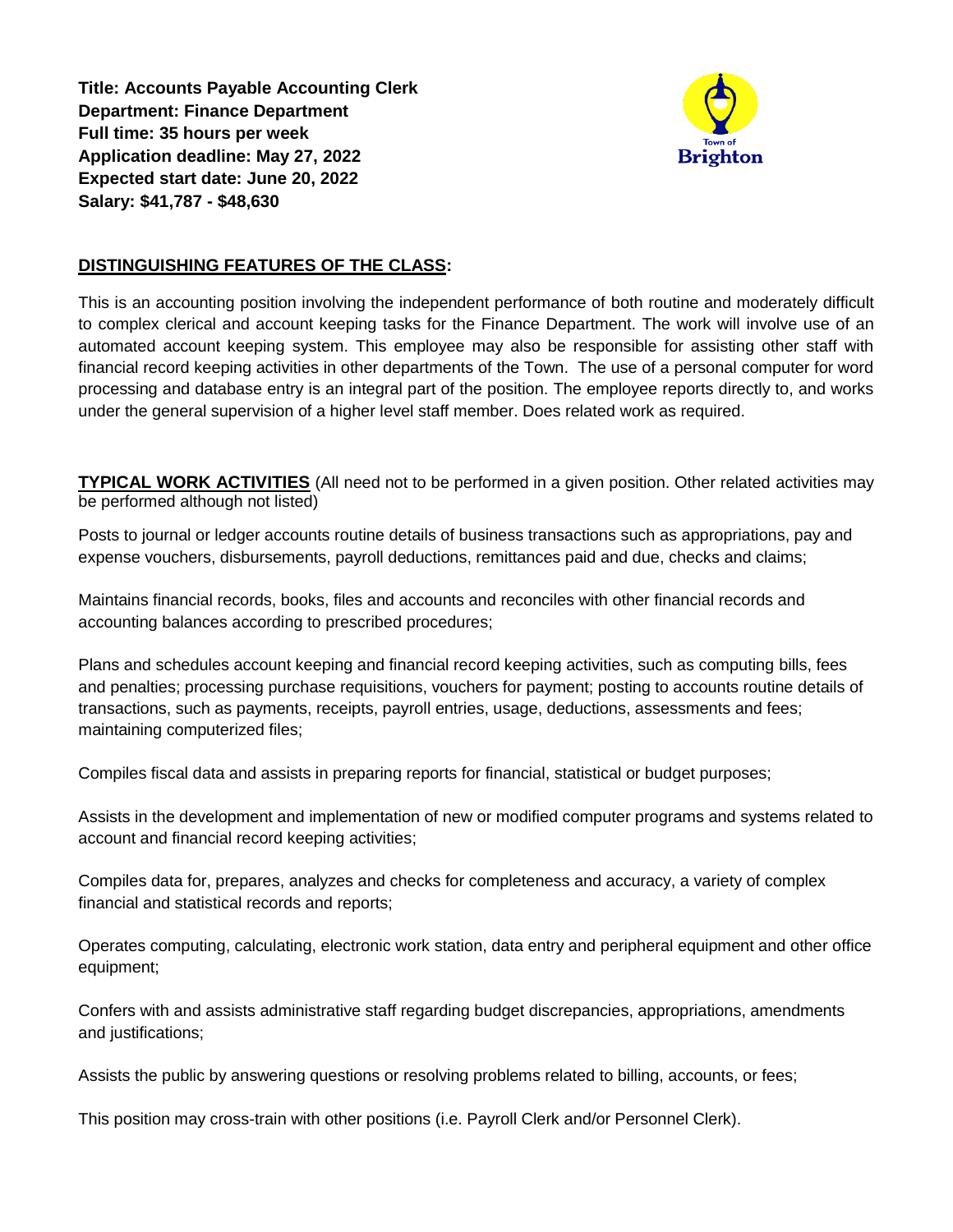**Title: Accounts Payable Accounting Clerk**
**Department: Finance Department**
**Full time: 35 hours per week**
**Application deadline: May 27, 2022**
**Expected start date: June 20, 2022**
**Salary: $41,787 - $48,630**

Town of Brighton

## DISTINGUISHING FEATURES OF THE CLASS:

This is an accounting position involving the independent performance of both routine and moderately difficult to complex clerical and account keeping tasks for the Finance Department. The work will involve use of an automated account keeping system. This employee may also be responsible for assisting other staff with financial record keeping activities in other departments of the Town. The use of a personal computer for word processing and database entry is an integral part of the position. The employee reports directly to, and works under the general supervision of a higher level staff member. Does related work as required.

**TYPICAL WORK ACTIVITIES** (All need not to be performed in a given position. Other related activities may be performed although not listed)

Posts to journal or ledger accounts routine details of business transactions such as appropriations, pay and expense vouchers, disbursements, payroll deductions, remittances paid and due, checks and claims;

Maintains financial records, books, files and accounts and reconciles with other financial records and accounting balances according to prescribed procedures;

Plans and schedules account keeping and financial record keeping activities, such as computing bills, fees and penalties; processing purchase requisitions, vouchers for payment; posting to accounts routine details of transactions, such as payments, receipts, payroll entries, usage, deductions, assessments and fees; maintaining computerized files;

Compiles fiscal data and assists in preparing reports for financial, statistical or budget purposes;

Assists in the development and implementation of new or modified computer programs and systems related to account and financial record keeping activities;

Compiles data for, prepares, analyzes and checks for completeness and accuracy, a variety of complex financial and statistical records and reports;

Operates computing, calculating, electronic work station, data entry and peripheral equipment and other office equipment;

Confers with and assists administrative staff regarding budget discrepancies, appropriations, amendments and justifications;

Assists the public by answering questions or resolving problems related to billing, accounts, or fees;

This position may cross-train with other positions (i.e. Payroll Clerk and/or Personnel Clerk).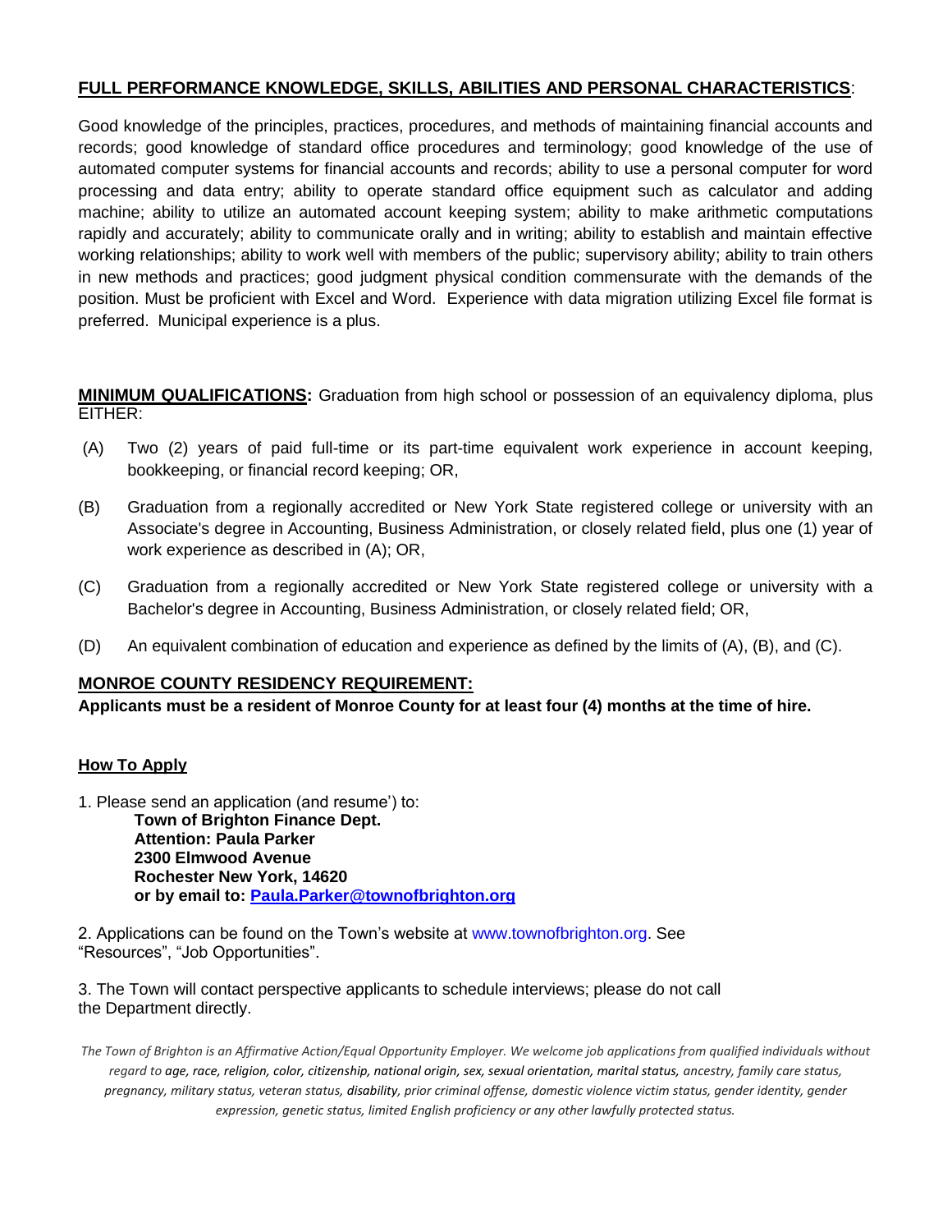**FULL PERFORMANCE KNOWLEDGE, SKILLS, ABILITIES AND PERSONAL CHARACTERISTICS**:

Good knowledge of the principles, practices, procedures, and methods of maintaining financial accounts and records; good knowledge of standard office procedures and terminology; good knowledge of the use of automated computer systems for financial accounts and records; ability to use a personal computer for word processing and data entry; ability to operate standard office equipment such as calculator and adding machine; ability to utilize an automated account keeping system; ability to make arithmetic computations rapidly and accurately; ability to communicate orally and in writing; ability to establish and maintain effective working relationships; ability to work well with members of the public; supervisory ability; ability to train others in new methods and practices; good judgment physical condition commensurate with the demands of the position. Must be proficient with Excel and Word. Experience with data migration utilizing Excel file format is preferred. Municipal experience is a plus.

**MINIMUM QUALIFICATIONS:** Graduation from high school or possession of an equivalency diploma, plus EITHER:

(A) Two (2) years of paid full-time or its part-time equivalent work experience in account keeping, bookkeeping, or financial record keeping; OR,

(B) Graduation from a regionally accredited or New York State registered college or university with an Associate's degree in Accounting, Business Administration, or closely related field, plus one (1) year of work experience as described in (A); OR,

(C) Graduation from a regionally accredited or New York State registered college or university with a Bachelor's degree in Accounting, Business Administration, or closely related field; OR,

(D) An equivalent combination of education and experience as defined by the limits of (A), (B), and (C).

**MONROE COUNTY RESIDENCY REQUIREMENT:**

**Applicants must be a resident of Monroe County for at least four (4) months at the time of hire.**

**How To Apply**

1. Please send an application (and resume') to:
   **Town of Brighton Finance Dept.**
   **Attention: Paula Parker**
   **2300 Elmwood Avenue**
   **Rochester New York, 14620**
   **or by email to: Paula.Parker@townofbrighton.org**

2. Applications can be found on the Town's website at www.townofbrighton.org. See "Resources", "Job Opportunities".

3. The Town will contact perspective applicants to schedule interviews; please do not call the Department directly.

*The Town of Brighton is an Affirmative Action/Equal Opportunity Employer. We welcome job applications from qualified individuals without regard to age, race, religion, color, citizenship, national origin, sex, sexual orientation, marital status, ancestry, family care status, pregnancy, military status, veteran status, disability, prior criminal offense, domestic violence victim status, gender identity, gender expression, genetic status, limited English proficiency or any other lawfully protected status.*